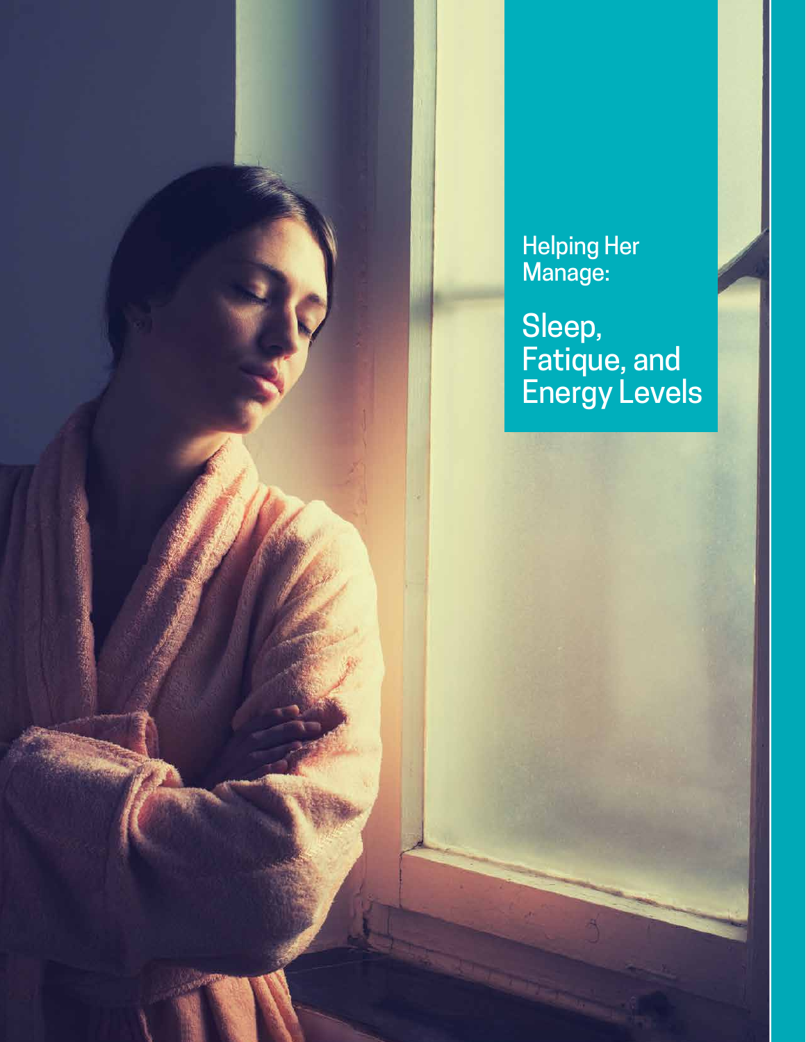Helping Her Manage:

# Sleep, Fatique, and Energy Levels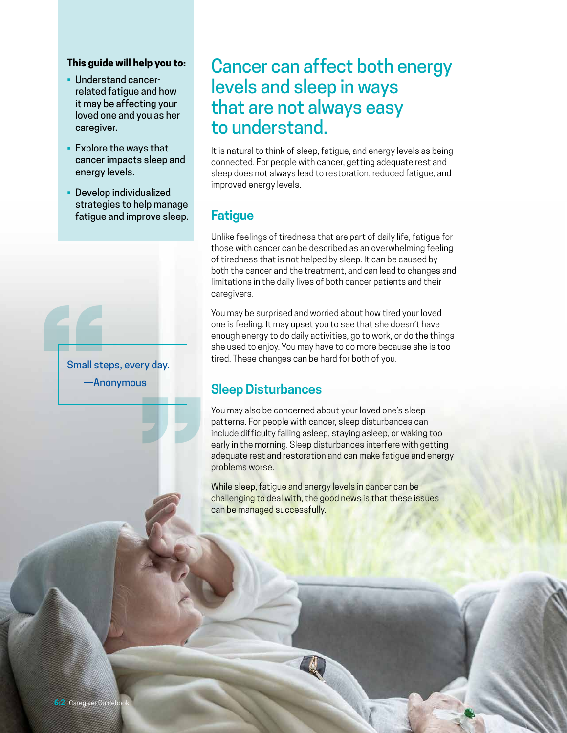**This guide will help you to:**

- Understand cancer-related fatigue and how it may be affecting your loved one and you as her caregiver.
- Explore the ways that cancer impacts sleep and energy levels.
- Develop individualized strategies to help manage fatigue and improve sleep.

> Small steps, every day.
>
> —Anonymous

# Cancer can affect both energy levels and sleep in ways that are not always easy to understand.

It is natural to think of sleep, fatigue, and energy levels as being connected. For people with cancer, getting adequate rest and sleep does not always lead to restoration, reduced fatigue, and improved energy levels.

## Fatigue

Unlike feelings of tiredness that are part of daily life, fatigue for those with cancer can be described as an overwhelming feeling of tiredness that is not helped by sleep. It can be caused by both the cancer and the treatment, and can lead to changes and limitations in the daily lives of both cancer patients and their caregivers.

You may be surprised and worried about how tired your loved one is feeling. It may upset you to see that she doesn't have enough energy to do daily activities, go to work, or do the things she used to enjoy. You may have to do more because she is too tired. These changes can be hard for both of you.

## Sleep Disturbances

You may also be concerned about your loved one's sleep patterns. For people with cancer, sleep disturbances can include difficulty falling asleep, staying asleep, or waking too early in the morning. Sleep disturbances interfere with getting adequate rest and restoration and can make fatigue and energy problems worse.

While sleep, fatigue and energy levels in cancer can be challenging to deal with, the good news is that these issues can be managed successfully.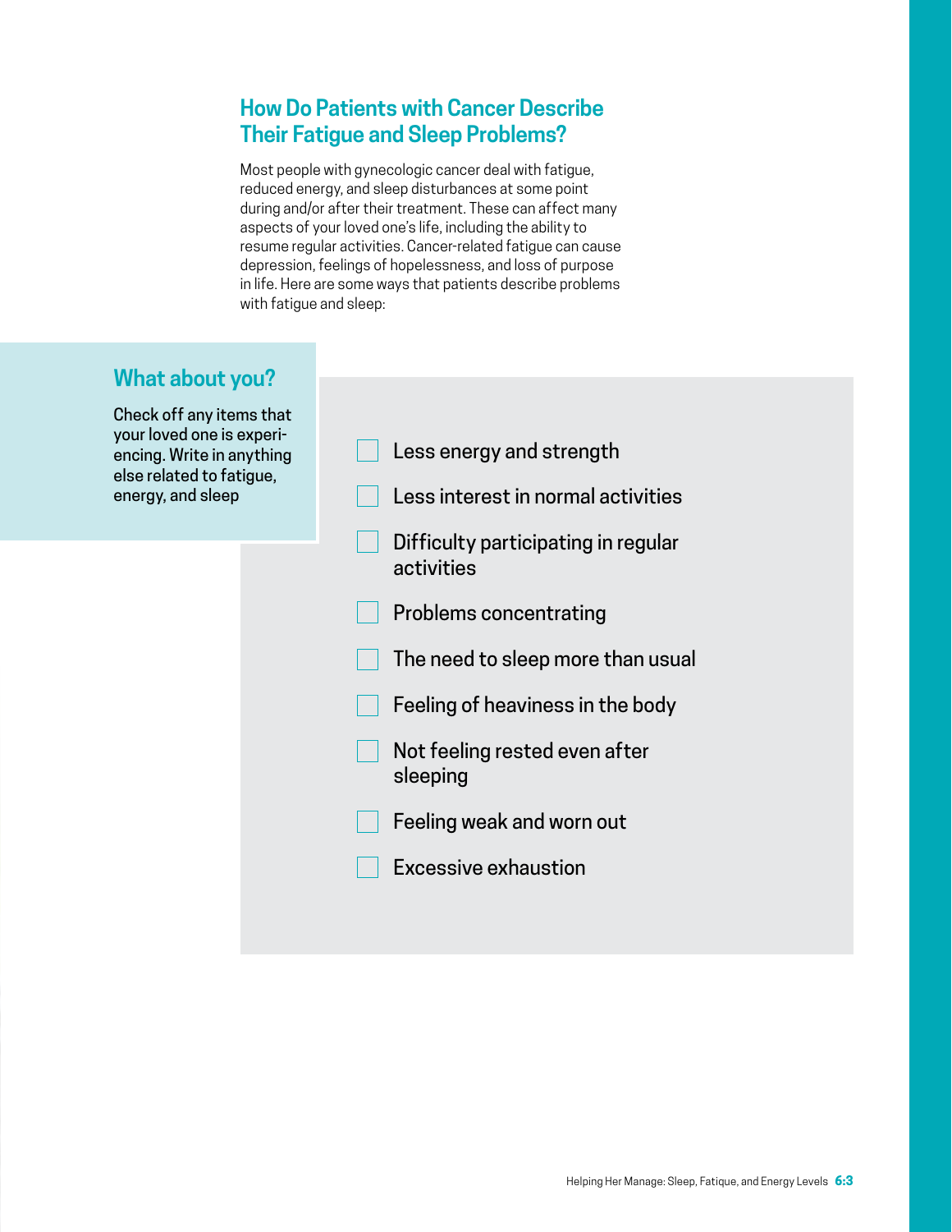## How Do Patients with Cancer Describe Their Fatigue and Sleep Problems?

Most people with gynecologic cancer deal with fatigue, reduced energy, and sleep disturbances at some point during and/or after their treatment. These can affect many aspects of your loved one's life, including the ability to resume regular activities. Cancer-related fatigue can cause depression, feelings of hopelessness, and loss of purpose in life. Here are some ways that patients describe problems with fatigue and sleep:

### What about you?

Check off any items that your loved one is experiencing. Write in anything else related to fatigue, energy, and sleep

- [ ] Less energy and strength
- [ ] Less interest in normal activities
- [ ] Difficulty participating in regular activities
- [ ] Problems concentrating
- [ ] The need to sleep more than usual
- [ ] Feeling of heaviness in the body
- [ ] Not feeling rested even after sleeping
- [ ] Feeling weak and worn out
- [ ] Excessive exhaustion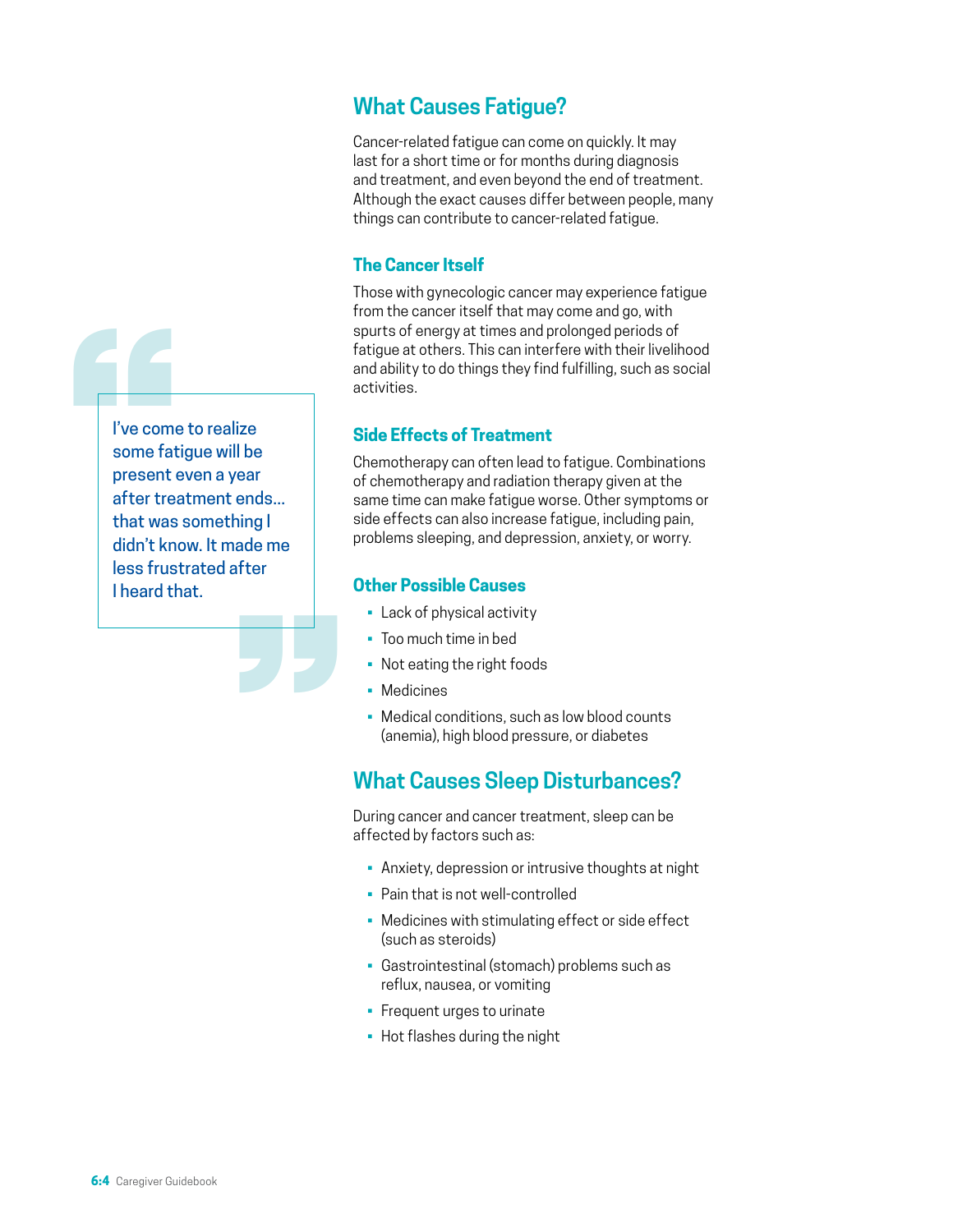> I've come to realize some fatigue will be present even a year after treatment ends... that was something I didn't know. It made me less frustrated after I heard that.

## What Causes Fatigue?

Cancer-related fatigue can come on quickly. It may last for a short time or for months during diagnosis and treatment, and even beyond the end of treatment. Although the exact causes differ between people, many things can contribute to cancer-related fatigue.

### The Cancer Itself

Those with gynecologic cancer may experience fatigue from the cancer itself that may come and go, with spurts of energy at times and prolonged periods of fatigue at others. This can interfere with their livelihood and ability to do things they find fulfilling, such as social activities.

### Side Effects of Treatment

Chemotherapy can often lead to fatigue. Combinations of chemotherapy and radiation therapy given at the same time can make fatigue worse. Other symptoms or side effects can also increase fatigue, including pain, problems sleeping, and depression, anxiety, or worry.

### Other Possible Causes

- Lack of physical activity
- Too much time in bed
- Not eating the right foods
- Medicines
- Medical conditions, such as low blood counts (anemia), high blood pressure, or diabetes

## What Causes Sleep Disturbances?

During cancer and cancer treatment, sleep can be affected by factors such as:

- Anxiety, depression or intrusive thoughts at night
- Pain that is not well-controlled
- Medicines with stimulating effect or side effect (such as steroids)
- Gastrointestinal (stomach) problems such as reflux, nausea, or vomiting
- Frequent urges to urinate
- Hot flashes during the night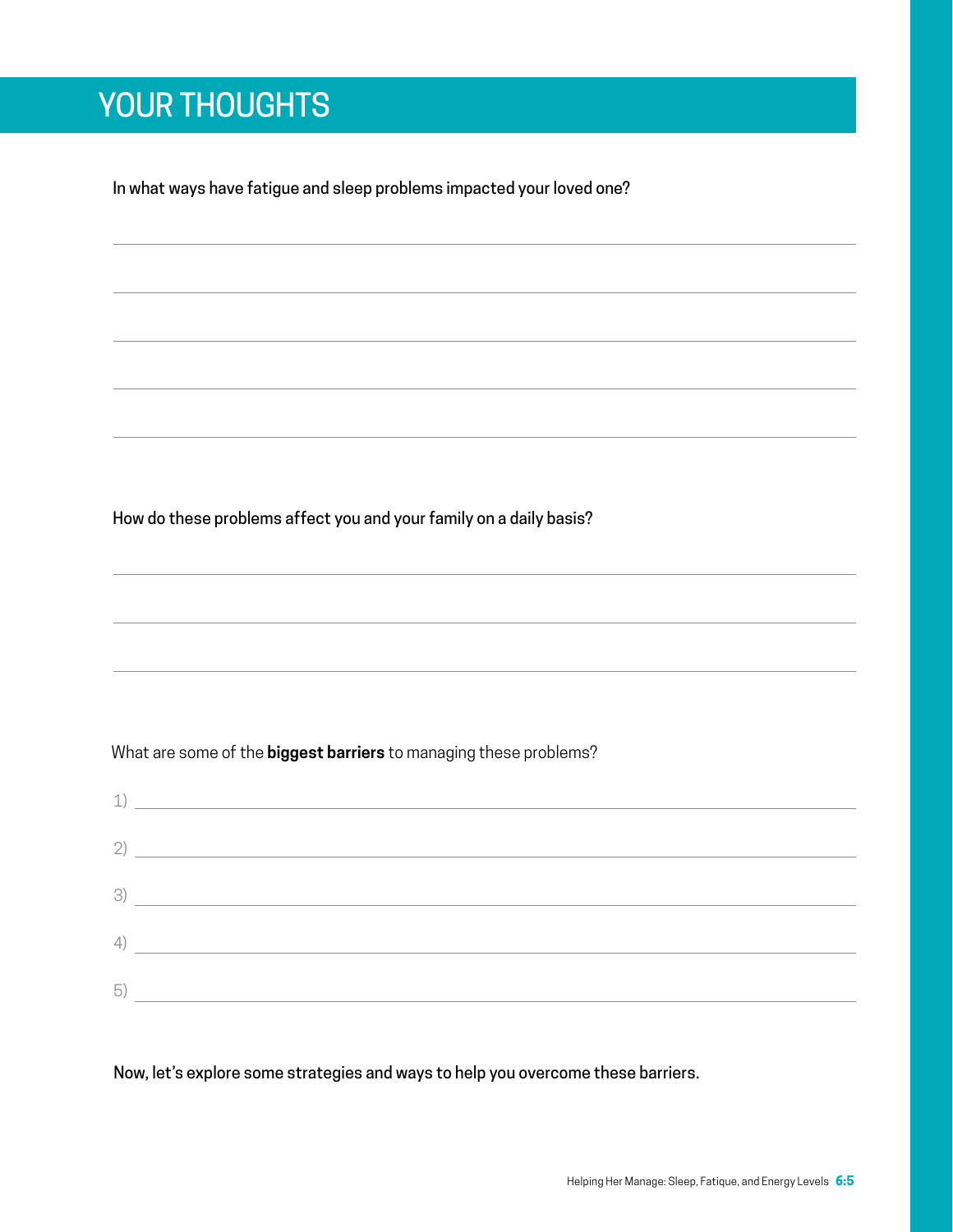# YOUR THOUGHTS

In what ways have fatigue and sleep problems impacted your loved one?

How do these problems affect you and your family on a daily basis?

What are some of the **biggest barriers** to managing these problems?

1)
2)
3)
4)
5)

Now, let's explore some strategies and ways to help you overcome these barriers.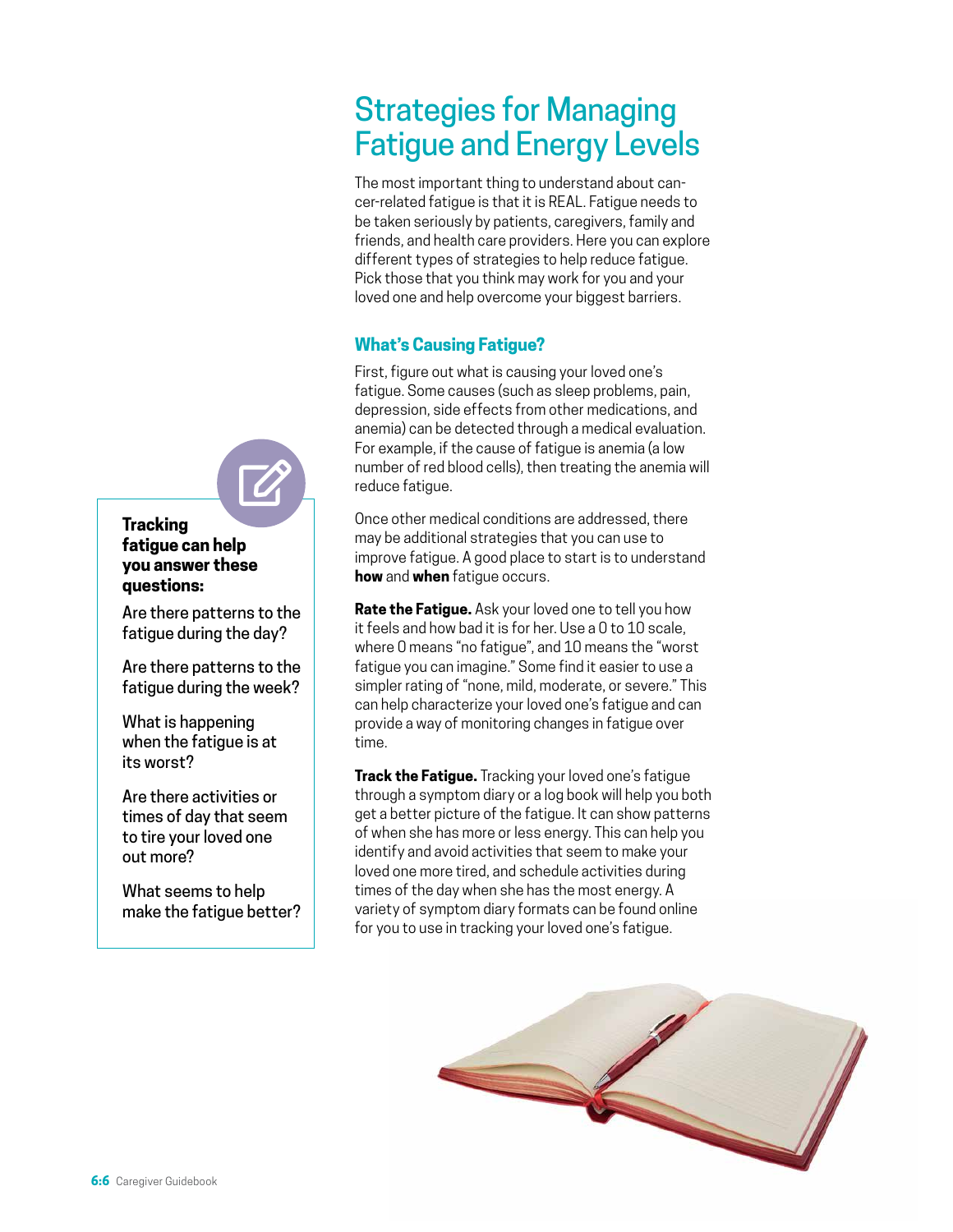# Strategies for Managing Fatigue and Energy Levels

The most important thing to understand about cancer-related fatigue is that it is REAL. Fatigue needs to be taken seriously by patients, caregivers, family and friends, and health care providers. Here you can explore different types of strategies to help reduce fatigue. Pick those that you think may work for you and your loved one and help overcome your biggest barriers.

## What's Causing Fatigue?

First, figure out what is causing your loved one's fatigue. Some causes (such as sleep problems, pain, depression, side effects from other medications, and anemia) can be detected through a medical evaluation. For example, if the cause of fatigue is anemia (a low number of red blood cells), then treating the anemia will reduce fatigue.

Once other medical conditions are addressed, there may be additional strategies that you can use to improve fatigue. A good place to start is to understand **how** and **when** fatigue occurs.

**Rate the Fatigue.** Ask your loved one to tell you how it feels and how bad it is for her. Use a 0 to 10 scale, where 0 means "no fatigue", and 10 means the "worst fatigue you can imagine." Some find it easier to use a simpler rating of "none, mild, moderate, or severe." This can help characterize your loved one's fatigue and can provide a way of monitoring changes in fatigue over time.

**Track the Fatigue.** Tracking your loved one's fatigue through a symptom diary or a log book will help you both get a better picture of the fatigue. It can show patterns of when she has more or less energy. This can help you identify and avoid activities that seem to make your loved one more tired, and schedule activities during times of the day when she has the most energy. A variety of symptom diary formats can be found online for you to use in tracking your loved one's fatigue.

**Tracking fatigue can help you answer these questions:**

Are there patterns to the fatigue during the day?

Are there patterns to the fatigue during the week?

What is happening when the fatigue is at its worst?

Are there activities or times of day that seem to tire your loved one out more?

What seems to help make the fatigue better?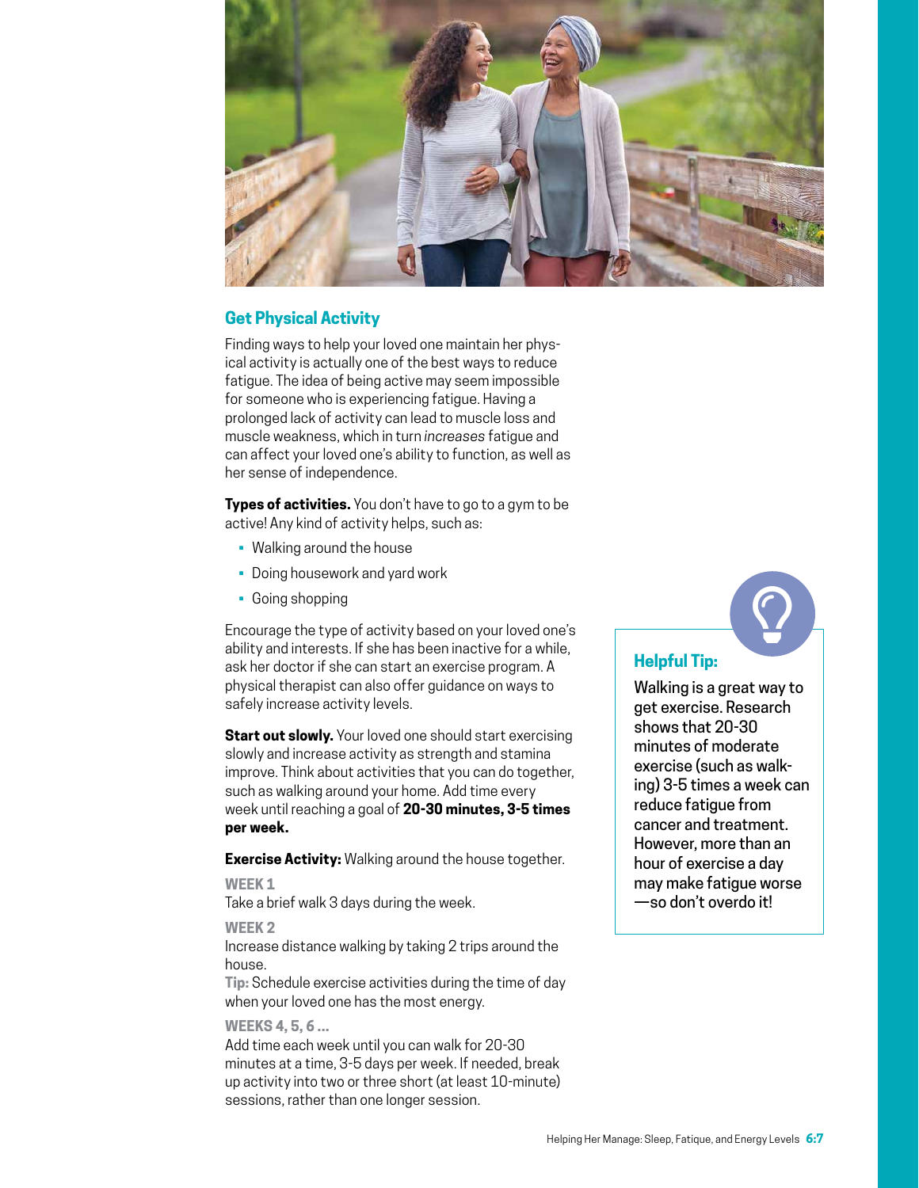## Get Physical Activity

Finding ways to help your loved one maintain her physical activity is actually one of the best ways to reduce fatigue. The idea of being active may seem impossible for someone who is experiencing fatigue. Having a prolonged lack of activity can lead to muscle loss and muscle weakness, which in turn *increases* fatigue and can affect your loved one's ability to function, as well as her sense of independence.

**Types of activities.** You don't have to go to a gym to be active! Any kind of activity helps, such as:

- Walking around the house
- Doing housework and yard work
- Going shopping

Encourage the type of activity based on your loved one's ability and interests. If she has been inactive for a while, ask her doctor if she can start an exercise program. A physical therapist can also offer guidance on ways to safely increase activity levels.

**Start out slowly.** Your loved one should start exercising slowly and increase activity as strength and stamina improve. Think about activities that you can do together, such as walking around your home. Add time every week until reaching a goal of **20-30 minutes, 3-5 times per week.**

**Exercise Activity:** Walking around the house together.

**WEEK 1**
Take a brief walk 3 days during the week.

**WEEK 2**
Increase distance walking by taking 2 trips around the house.
**Tip:** Schedule exercise activities during the time of day when your loved one has the most energy.

**WEEKS 4, 5, 6 ...**
Add time each week until you can walk for 20-30 minutes at a time, 3-5 days per week. If needed, break up activity into two or three short (at least 10-minute) sessions, rather than one longer session.

### Helpful Tip:

Walking is a great way to get exercise. Research shows that 20-30 minutes of moderate exercise (such as walking) 3-5 times a week can reduce fatigue from cancer and treatment. However, more than an hour of exercise a day may make fatigue worse —so don't overdo it!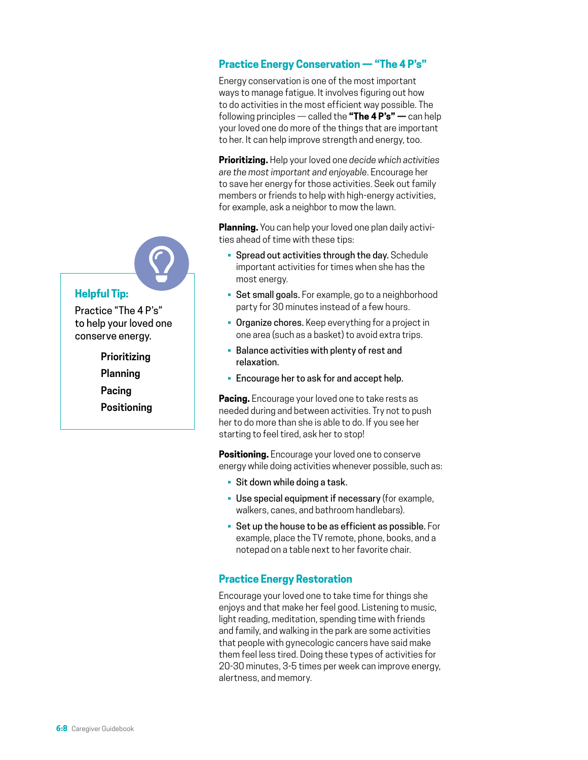## Practice Energy Conservation — "The 4 P's"

Energy conservation is one of the most important ways to manage fatigue. It involves figuring out how to do activities in the most efficient way possible. The following principles — called the **"The 4 P's" —** can help your loved one do more of the things that are important to her. It can help improve strength and energy, too.

**Prioritizing.** Help your loved one *decide which activities are the most important and enjoyable*. Encourage her to save her energy for those activities. Seek out family members or friends to help with high-energy activities, for example, ask a neighbor to mow the lawn.

**Planning.** You can help your loved one plan daily activities ahead of time with these tips:

- Spread out activities through the day. Schedule important activities for times when she has the most energy.
- Set small goals. For example, go to a neighborhood party for 30 minutes instead of a few hours.
- Organize chores. Keep everything for a project in one area (such as a basket) to avoid extra trips.
- Balance activities with plenty of rest and relaxation.
- Encourage her to ask for and accept help.

**Pacing.** Encourage your loved one to take rests as needed during and between activities. Try not to push her to do more than she is able to do. If you see her starting to feel tired, ask her to stop!

**Positioning.** Encourage your loved one to conserve energy while doing activities whenever possible, such as:

- Sit down while doing a task.
- Use special equipment if necessary (for example, walkers, canes, and bathroom handlebars).
- Set up the house to be as efficient as possible. For example, place the TV remote, phone, books, and a notepad on a table next to her favorite chair.

> **Helpful Tip:**
>
> Practice "The 4 P's" to help your loved one conserve energy.
>
> Prioritizing
> Planning
> Pacing
> Positioning

## Practice Energy Restoration

Encourage your loved one to take time for things she enjoys and that make her feel good. Listening to music, light reading, meditation, spending time with friends and family, and walking in the park are some activities that people with gynecologic cancers have said make them feel less tired. Doing these types of activities for 20-30 minutes, 3-5 times per week can improve energy, alertness, and memory.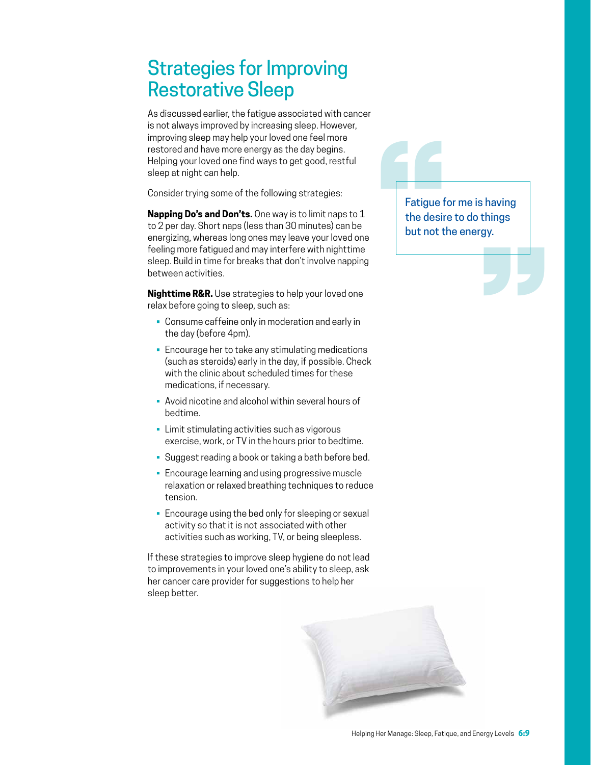# Strategies for Improving Restorative Sleep

As discussed earlier, the fatigue associated with cancer is not always improved by increasing sleep. However, improving sleep may help your loved one feel more restored and have more energy as the day begins. Helping your loved one find ways to get good, restful sleep at night can help.

Consider trying some of the following strategies:

**Napping Do's and Don'ts.** One way is to limit naps to 1 to 2 per day. Short naps (less than 30 minutes) can be energizing, whereas long ones may leave your loved one feeling more fatigued and may interfere with nighttime sleep. Build in time for breaks that don't involve napping between activities.

**Nighttime R&R.** Use strategies to help your loved one relax before going to sleep, such as:

- Consume caffeine only in moderation and early in the day (before 4pm).
- Encourage her to take any stimulating medications (such as steroids) early in the day, if possible. Check with the clinic about scheduled times for these medications, if necessary.
- Avoid nicotine and alcohol within several hours of bedtime.
- Limit stimulating activities such as vigorous exercise, work, or TV in the hours prior to bedtime.
- Suggest reading a book or taking a bath before bed.
- Encourage learning and using progressive muscle relaxation or relaxed breathing techniques to reduce tension.
- Encourage using the bed only for sleeping or sexual activity so that it is not associated with other activities such as working, TV, or being sleepless.

If these strategies to improve sleep hygiene do not lead to improvements in your loved one's ability to sleep, ask her cancer care provider for suggestions to help her sleep better.

> Fatigue for me is having the desire to do things but not the energy.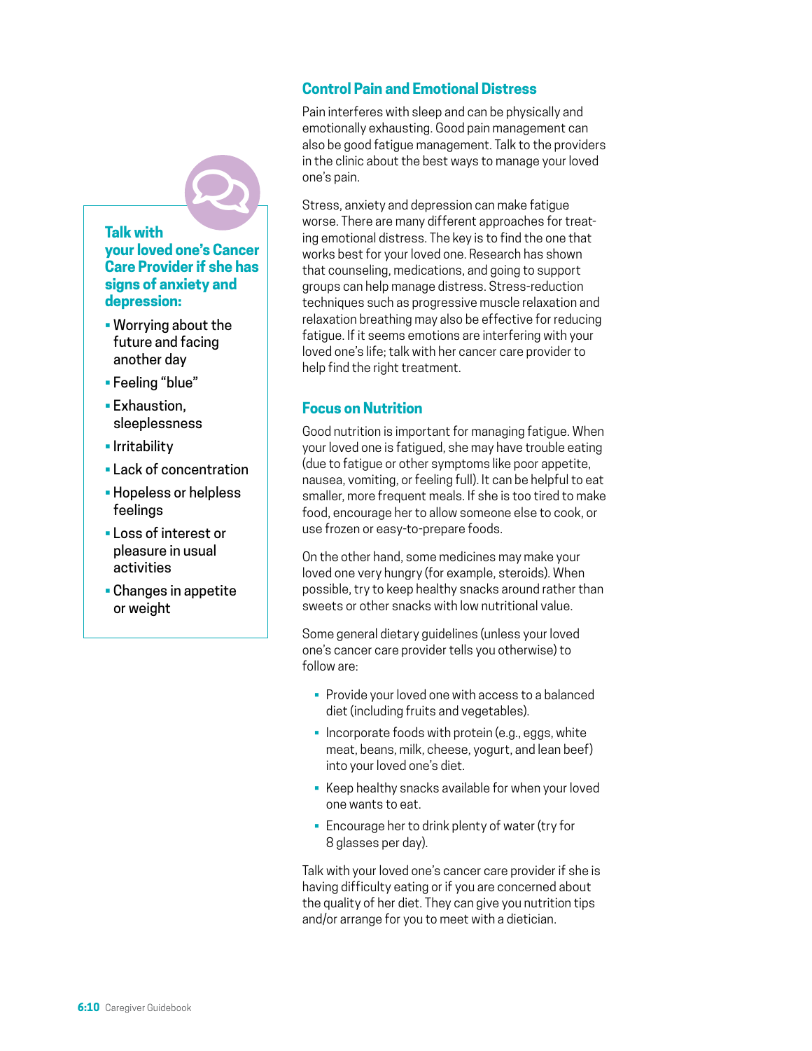**Talk with your loved one's Cancer Care Provider if she has signs of anxiety and depression:**

- Worrying about the future and facing another day
- Feeling "blue"
- Exhaustion, sleeplessness
- Irritability
- Lack of concentration
- Hopeless or helpless feelings
- Loss of interest or pleasure in usual activities
- Changes in appetite or weight

## Control Pain and Emotional Distress

Pain interferes with sleep and can be physically and emotionally exhausting. Good pain management can also be good fatigue management. Talk to the providers in the clinic about the best ways to manage your loved one's pain.

Stress, anxiety and depression can make fatigue worse. There are many different approaches for treating emotional distress. The key is to find the one that works best for your loved one. Research has shown that counseling, medications, and going to support groups can help manage distress. Stress-reduction techniques such as progressive muscle relaxation and relaxation breathing may also be effective for reducing fatigue. If it seems emotions are interfering with your loved one's life; talk with her cancer care provider to help find the right treatment.

## Focus on Nutrition

Good nutrition is important for managing fatigue. When your loved one is fatigued, she may have trouble eating (due to fatigue or other symptoms like poor appetite, nausea, vomiting, or feeling full). It can be helpful to eat smaller, more frequent meals. If she is too tired to make food, encourage her to allow someone else to cook, or use frozen or easy-to-prepare foods.

On the other hand, some medicines may make your loved one very hungry (for example, steroids). When possible, try to keep healthy snacks around rather than sweets or other snacks with low nutritional value.

Some general dietary guidelines (unless your loved one's cancer care provider tells you otherwise) to follow are:

- Provide your loved one with access to a balanced diet (including fruits and vegetables).
- Incorporate foods with protein (e.g., eggs, white meat, beans, milk, cheese, yogurt, and lean beef) into your loved one's diet.
- Keep healthy snacks available for when your loved one wants to eat.
- Encourage her to drink plenty of water (try for 8 glasses per day).

Talk with your loved one's cancer care provider if she is having difficulty eating or if you are concerned about the quality of her diet. They can give you nutrition tips and/or arrange for you to meet with a dietician.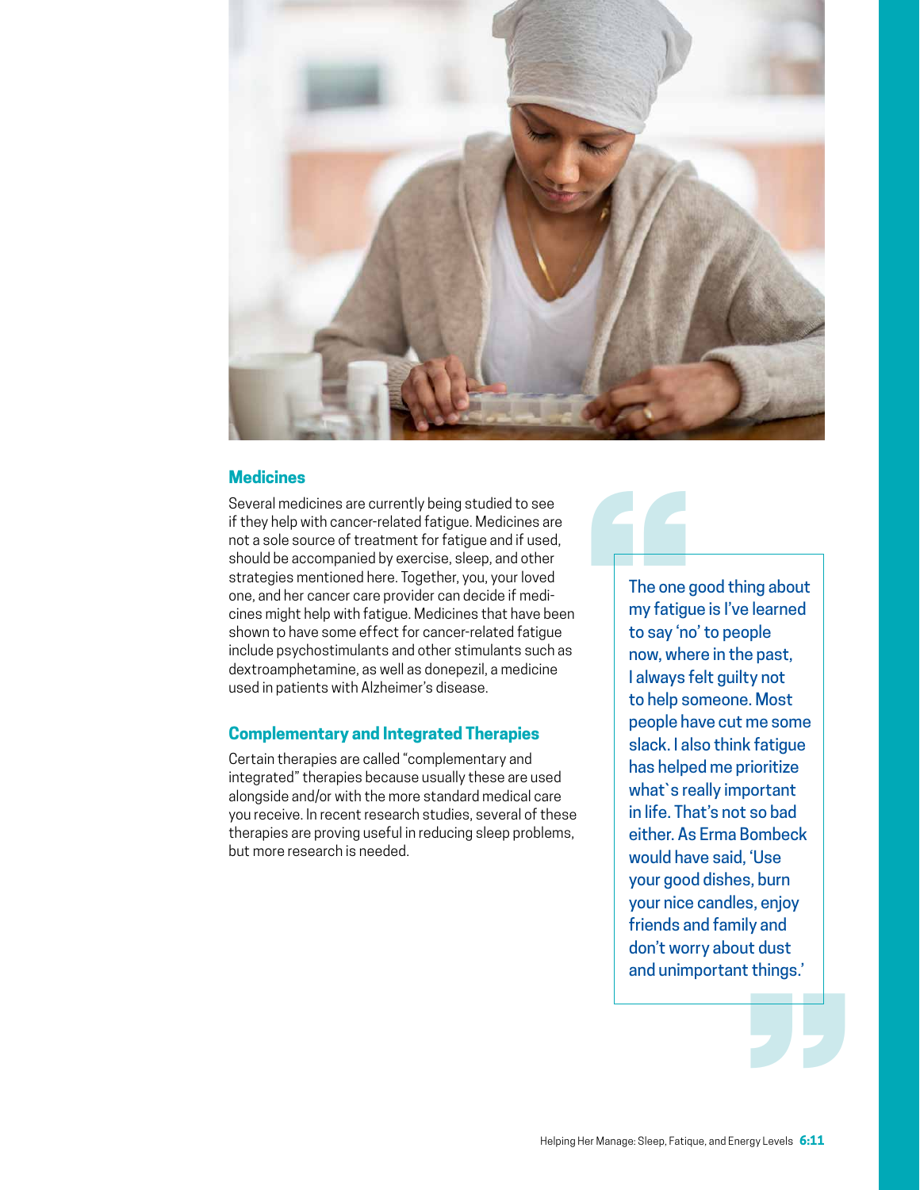## Medicines

Several medicines are currently being studied to see if they help with cancer-related fatigue. Medicines are not a sole source of treatment for fatigue and if used, should be accompanied by exercise, sleep, and other strategies mentioned here. Together, you, your loved one, and her cancer care provider can decide if medicines might help with fatigue. Medicines that have been shown to have some effect for cancer-related fatigue include psychostimulants and other stimulants such as dextroamphetamine, as well as donepezil, a medicine used in patients with Alzheimer's disease.

## Complementary and Integrated Therapies

Certain therapies are called "complementary and integrated" therapies because usually these are used alongside and/or with the more standard medical care you receive. In recent research studies, several of these therapies are proving useful in reducing sleep problems, but more research is needed.

> The one good thing about my fatigue is I've learned to say 'no' to people now, where in the past, I always felt guilty not to help someone. Most people have cut me some slack. I also think fatigue has helped me prioritize what`s really important in life. That's not so bad either. As Erma Bombeck would have said, 'Use your good dishes, burn your nice candles, enjoy friends and family and don't worry about dust and unimportant things.'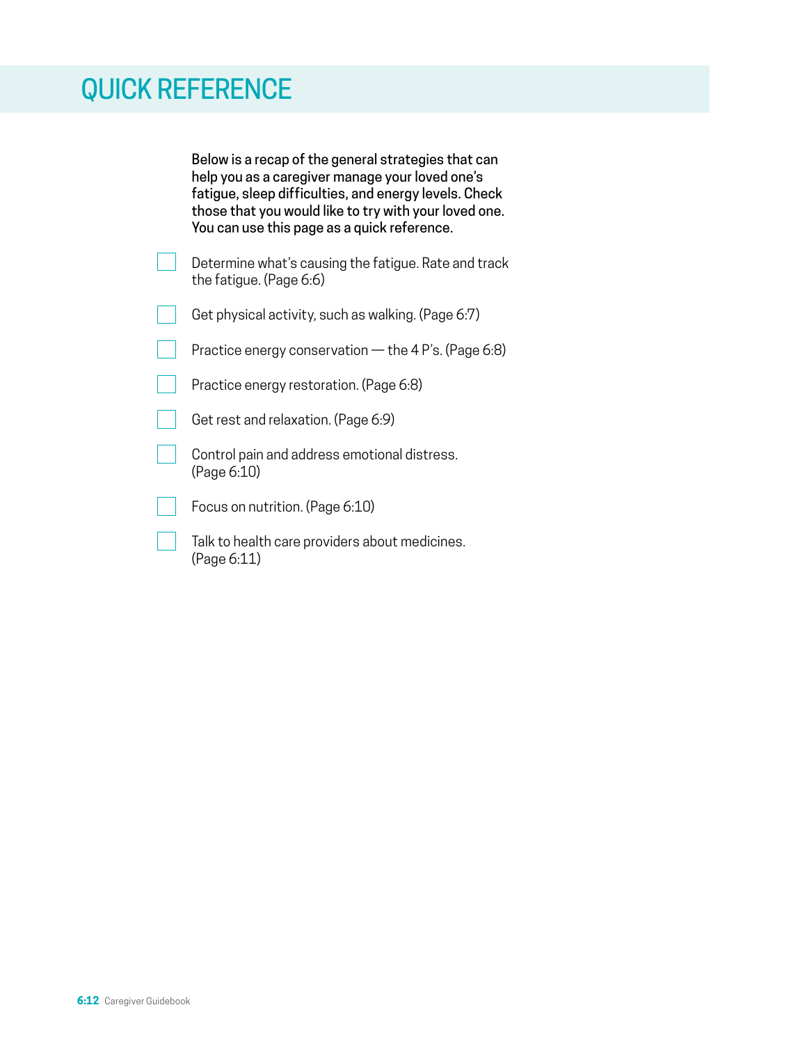# QUICK REFERENCE

Below is a recap of the general strategies that can help you as a caregiver manage your loved one's fatigue, sleep difficulties, and energy levels. Check those that you would like to try with your loved one. You can use this page as a quick reference.

- [ ] Determine what's causing the fatigue. Rate and track the fatigue. (Page 6:6)
- [ ] Get physical activity, such as walking. (Page 6:7)
- [ ] Practice energy conservation — the 4 P's. (Page 6:8)
- [ ] Practice energy restoration. (Page 6:8)
- [ ] Get rest and relaxation. (Page 6:9)
- [ ] Control pain and address emotional distress. (Page 6:10)
- [ ] Focus on nutrition. (Page 6:10)
- [ ] Talk to health care providers about medicines. (Page 6:11)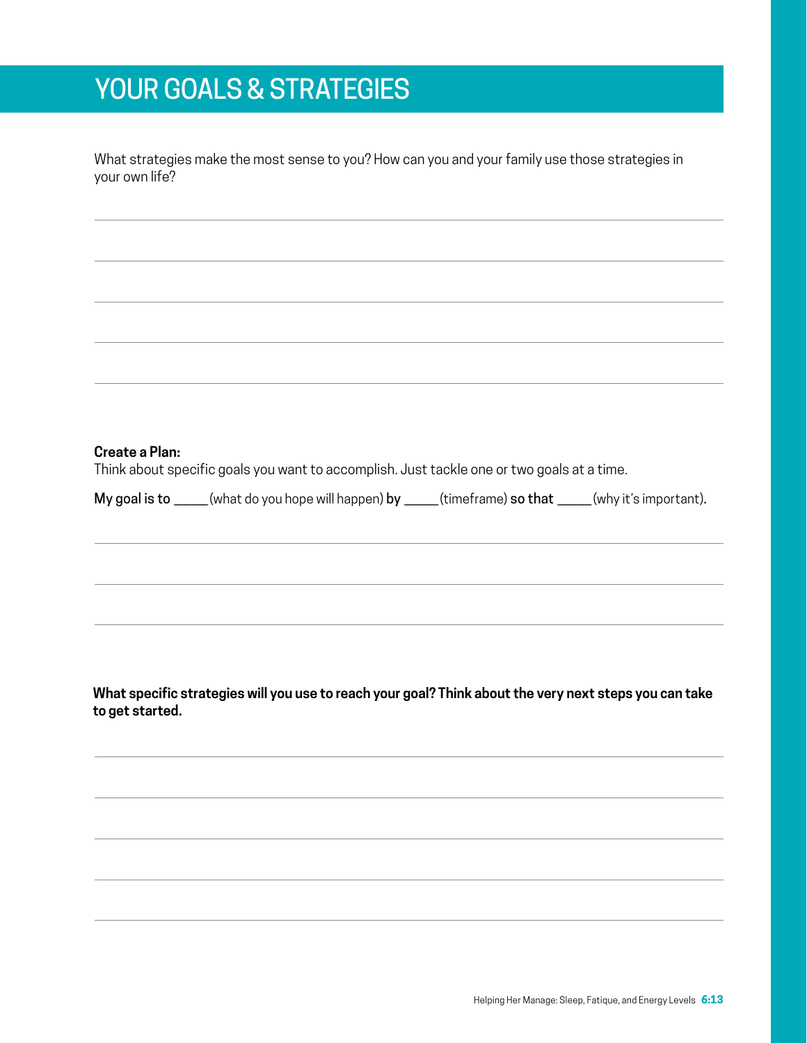# YOUR GOALS & STRATEGIES

What strategies make the most sense to you? How can you and your family use those strategies in your own life?

**Create a Plan:**

Think about specific goals you want to accomplish. Just tackle one or two goals at a time.

**My goal is to** _____ (what do you hope will happen) **by** _____ (timeframe) **so that** _____ (why it's important).

**What specific strategies will you use to reach your goal? Think about the very next steps you can take to get started.**